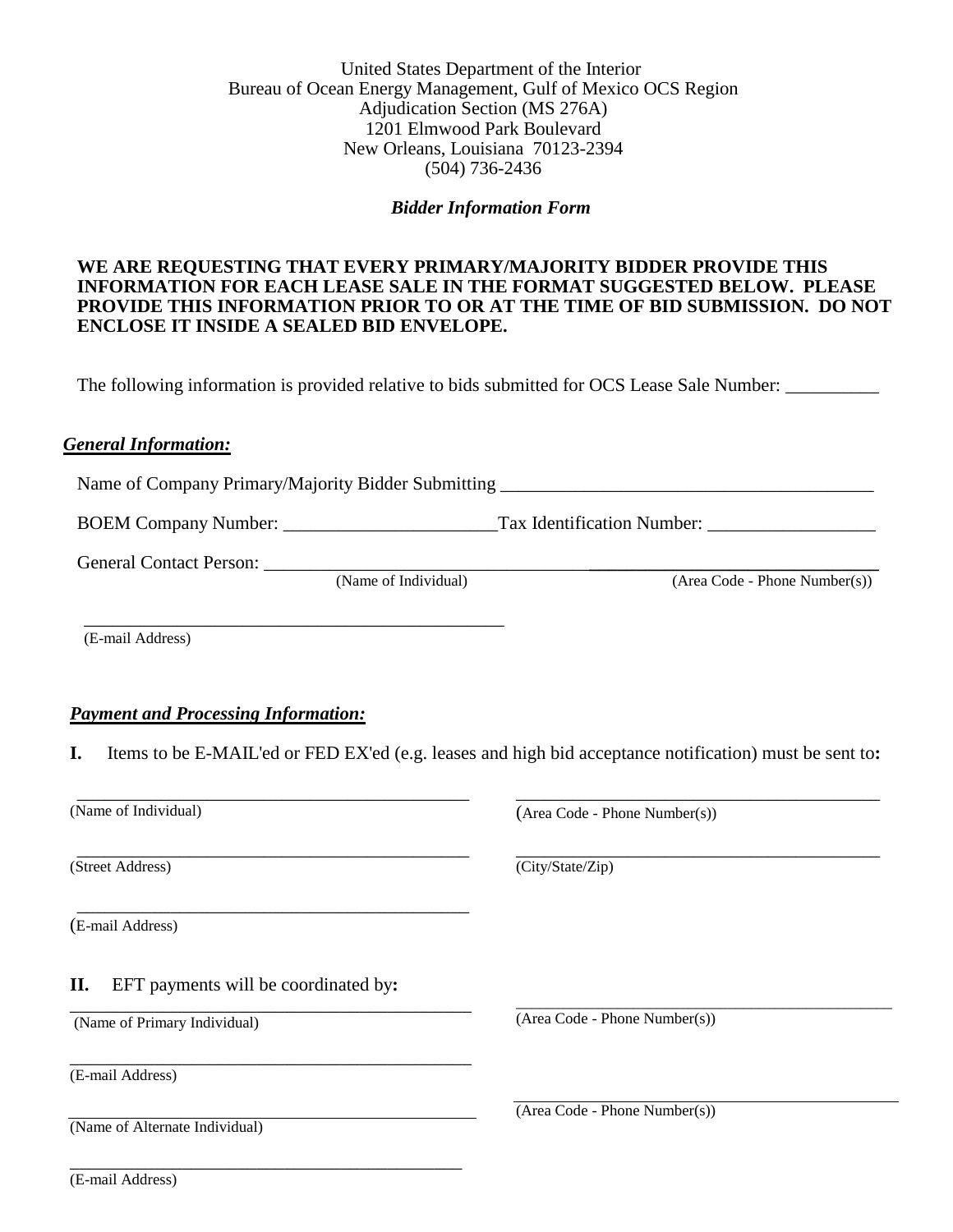United States Department of the Interior
Bureau of Ocean Energy Management, Gulf of Mexico OCS Region
Adjudication Section (MS 276A)
1201 Elmwood Park Boulevard
New Orleans, Louisiana 70123-2394
(504) 736-2436

***Bidder Information Form***

**WE ARE REQUESTING THAT EVERY PRIMARY/MAJORITY BIDDER PROVIDE THIS INFORMATION FOR EACH LEASE SALE IN THE FORMAT SUGGESTED BELOW. PLEASE PROVIDE THIS INFORMATION PRIOR TO OR AT THE TIME OF BID SUBMISSION. DO NOT ENCLOSE IT INSIDE A SEALED BID ENVELOPE.**

The following information is provided relative to bids submitted for OCS Lease Sale Number: __________

***General Information:***

Name of Company Primary/Majority Bidder Submitting ________________________________________

BOEM Company Number: _______________________ Tax Identification Number: __________________

General Contact Person: ________________________________ ________________________________
(Name of Individual) (Area Code - Phone Number(s))

________________________________________________
(E-mail Address)

***Payment and Processing Information:***

**I.** Items to be E-MAIL'ed or FED EX'ed (e.g. leases and high bid acceptance notification) must be sent to**:**

________________________________________ ________________________________________
(Name of Individual) (Area Code - Phone Number(s))

________________________________________ ________________________________________
(Street Address) (City/State/Zip)

________________________________________
(E-mail Address)

**II.** EFT payments will be coordinated by**:**

________________________________________ ________________________________________
(Name of Primary Individual) (Area Code - Phone Number(s))

________________________________________
(E-mail Address)

________________________________________ ________________________________________
(Name of Alternate Individual) (Area Code - Phone Number(s))

________________________________________
(E-mail Address)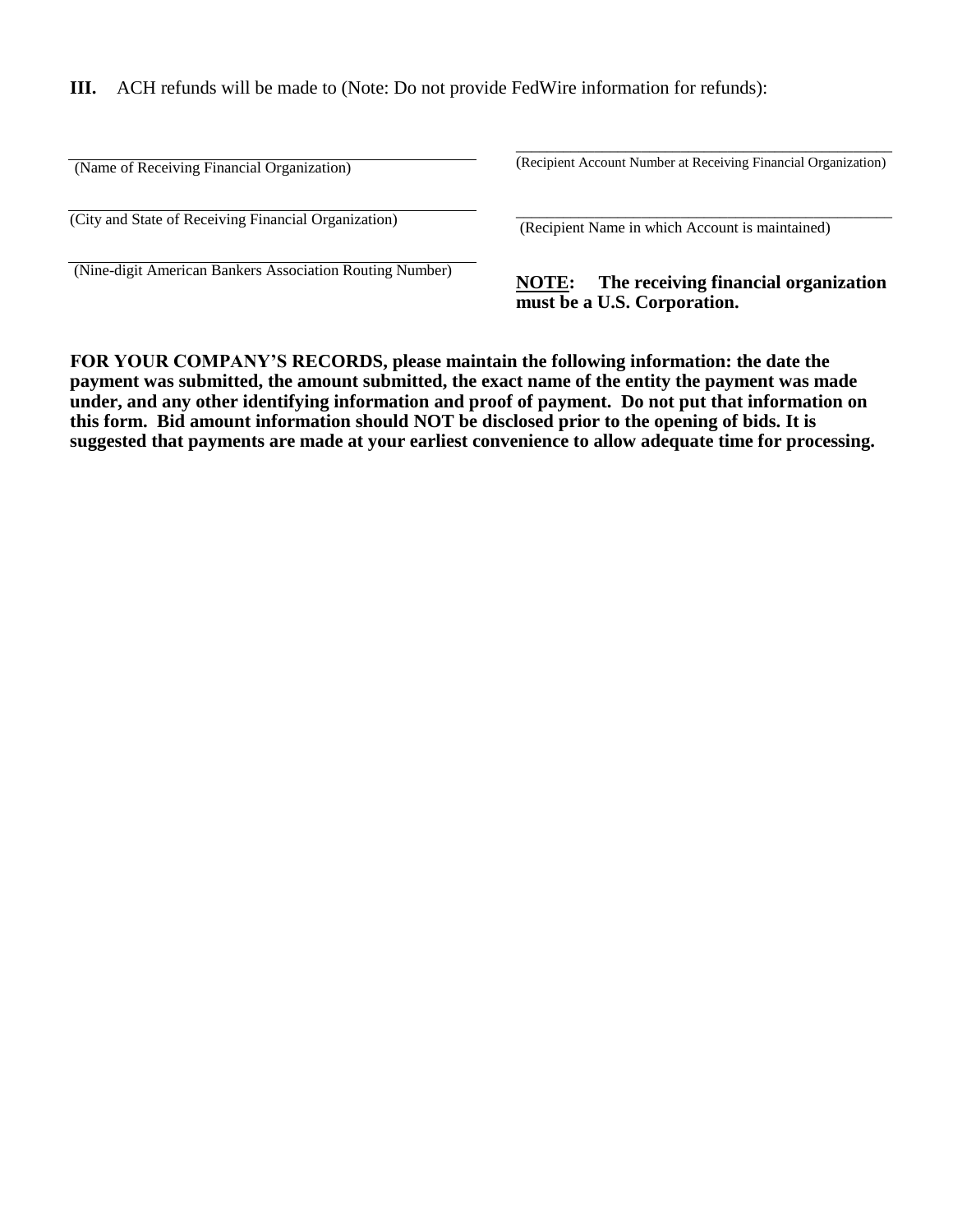**III.** ACH refunds will be made to (Note: Do not provide FedWire information for refunds):

\_\_\_\_\_\_\_\_\_\_\_\_\_\_\_\_\_\_\_\_\_\_\_\_\_\_\_\_\_\_\_\_\_\_\_\_\_\_\_\_
(Name of Receiving Financial Organization)

\_\_\_\_\_\_\_\_\_\_\_\_\_\_\_\_\_\_\_\_\_\_\_\_\_\_\_\_\_\_\_\_\_\_\_\_\_\_\_\_
(City and State of Receiving Financial Organization)

\_\_\_\_\_\_\_\_\_\_\_\_\_\_\_\_\_\_\_\_\_\_\_\_\_\_\_\_\_\_\_\_\_\_\_\_\_\_\_\_
(Nine-digit American Bankers Association Routing Number)

\_\_\_\_\_\_\_\_\_\_\_\_\_\_\_\_\_\_\_\_\_\_\_\_\_\_\_\_\_\_\_\_\_\_\_\_\_\_\_\_
(Recipient Account Number at Receiving Financial Organization)

\_\_\_\_\_\_\_\_\_\_\_\_\_\_\_\_\_\_\_\_\_\_\_\_\_\_\_\_\_\_\_\_\_\_\_\_\_\_\_\_
(Recipient Name in which Account is maintained)

**NOTE: The receiving financial organization must be a U.S. Corporation.**

**FOR YOUR COMPANY'S RECORDS, please maintain the following information: the date the payment was submitted, the amount submitted, the exact name of the entity the payment was made under, and any other identifying information and proof of payment. Do not put that information on this form. Bid amount information should NOT be disclosed prior to the opening of bids. It is suggested that payments are made at your earliest convenience to allow adequate time for processing.**